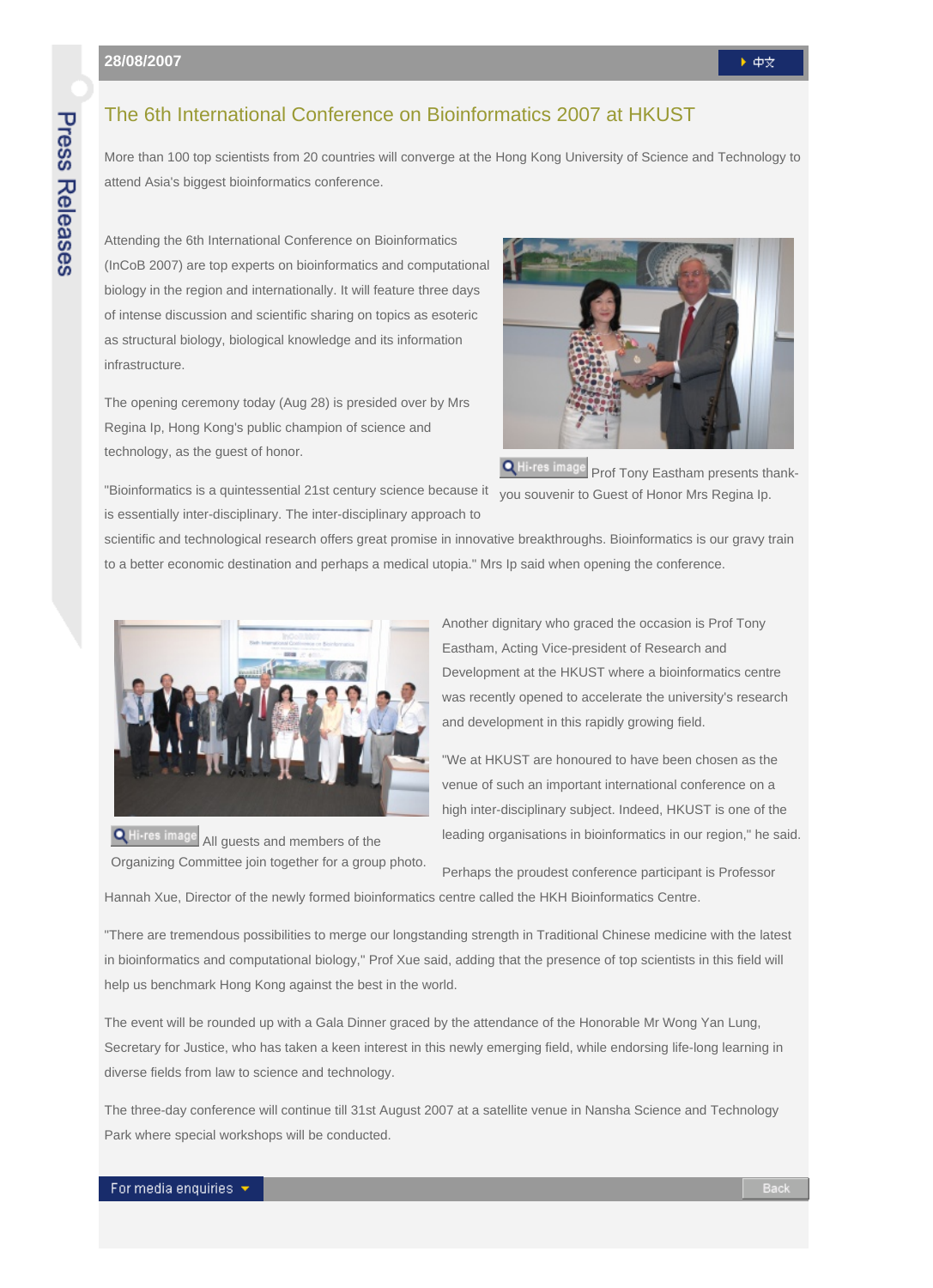28/08/2007

中文

# The 6th International Conference on Bioinformatics 2007 at HKUST

More than 100 top scientists from 20 countries will converge at the Hong Kong University of Science and Technology to attend Asia's biggest bioinformatics conference.

Attending the 6th International Conference on Bioinformatics (InCoB 2007) are top experts on bioinformatics and computational biology in the region and internationally. It will feature three days of intense discussion and scientific sharing on topics as esoteric as structural biology, biological knowledge and its information infrastructure.

The opening ceremony today (Aug 28) is presided over by Mrs Regina Ip, Hong Kong's public champion of science and technology, as the guest of honor.

Hi-res image Prof Tony Eastham presents thank-you souvenir to Guest of Honor Mrs Regina Ip.

"Bioinformatics is a quintessential 21st century science because it is essentially inter-disciplinary. The inter-disciplinary approach to scientific and technological research offers great promise in innovative breakthroughs. Bioinformatics is our gravy train to a better economic destination and perhaps a medical utopia." Mrs Ip said when opening the conference.

Hi-res image All guests and members of the Organizing Committee join together for a group photo.

Another dignitary who graced the occasion is Prof Tony Eastham, Acting Vice-president of Research and Development at the HKUST where a bioinformatics centre was recently opened to accelerate the university's research and development in this rapidly growing field.

"We at HKUST are honoured to have been chosen as the venue of such an important international conference on a high inter-disciplinary subject. Indeed, HKUST is one of the leading organisations in bioinformatics in our region," he said.

Perhaps the proudest conference participant is Professor Hannah Xue, Director of the newly formed bioinformatics centre called the HKH Bioinformatics Centre.

"There are tremendous possibilities to merge our longstanding strength in Traditional Chinese medicine with the latest in bioinformatics and computational biology," Prof Xue said, adding that the presence of top scientists in this field will help us benchmark Hong Kong against the best in the world.

The event will be rounded up with a Gala Dinner graced by the attendance of the Honorable Mr Wong Yan Lung, Secretary for Justice, who has taken a keen interest in this newly emerging field, while endorsing life-long learning in diverse fields from law to science and technology.

The three-day conference will continue till 31st August 2007 at a satellite venue in Nansha Science and Technology Park where special workshops will be conducted.

For media enquiries

Back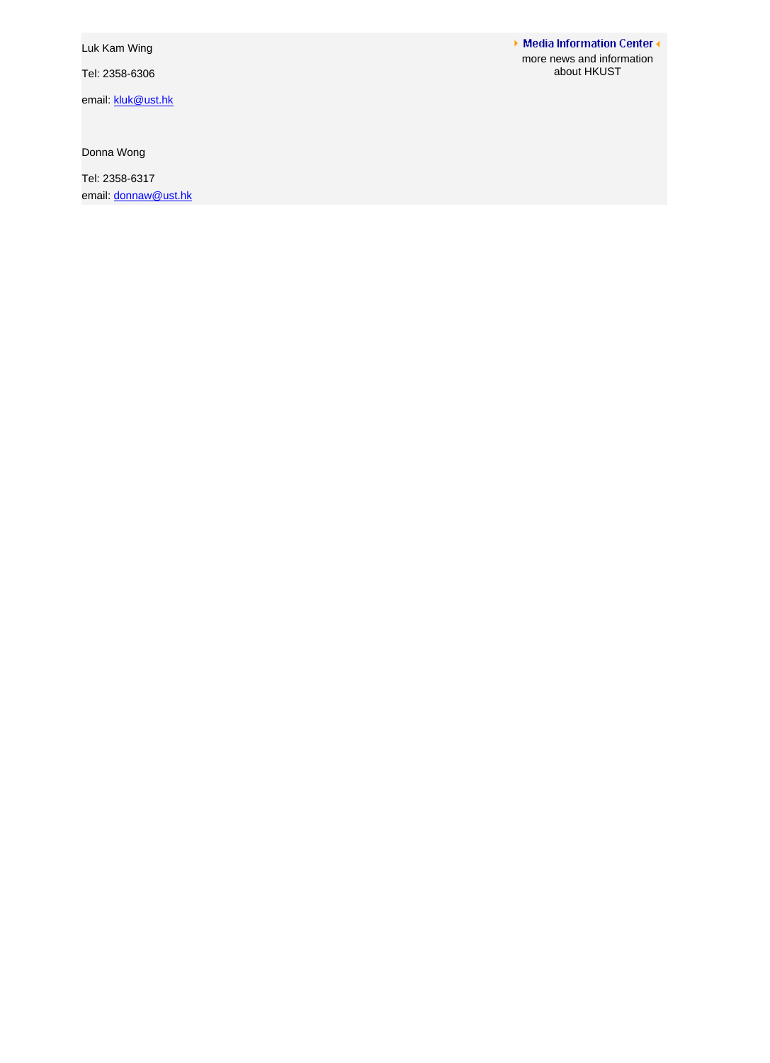Luk Kam Wing

Tel: 2358-6306

email: kluk@ust.hk

Donna Wong

Tel: 2358-6317

email: donnaw@ust.hk

**Media Information Center**

more news and information about HKUST